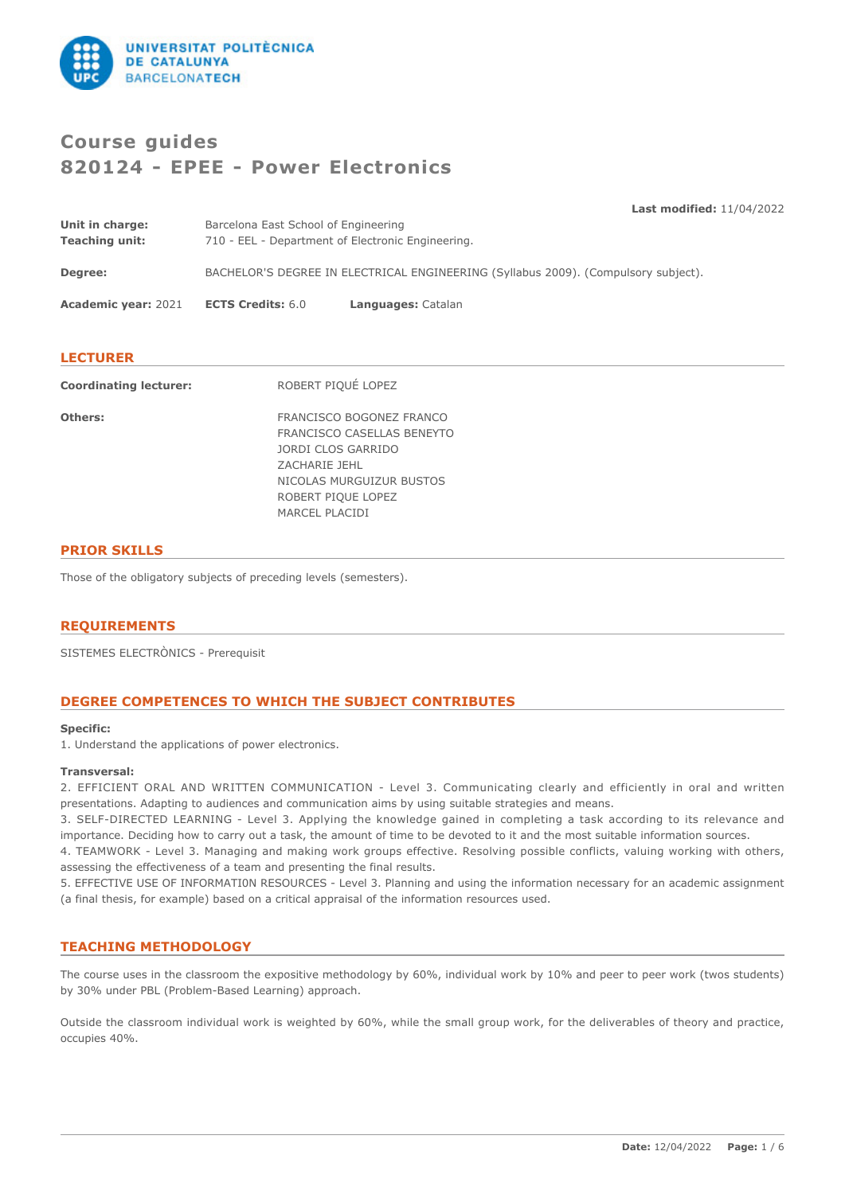# Course guides
# 820124 - EPEE - Power Electronics

**Last modified:** 11/04/2022

| | |
|---|---|
| **Unit in charge:** | Barcelona East School of Engineering |
| **Teaching unit:** | 710 - EEL - Department of Electronic Engineering. |
| **Degree:** | BACHELOR'S DEGREE IN ELECTRICAL ENGINEERING (Syllabus 2009). (Compulsory subject). |

**Academic year:** 2021 **ECTS Credits:** 6.0 **Languages:** Catalan

## LECTURER

**Coordinating lecturer:** ROBERT PIQUÉ LOPEZ

**Others:**
FRANCISCO BOGONEZ FRANCO
FRANCISCO CASELLAS BENEYTO
JORDI CLOS GARRIDO
ZACHARIE JEHL
NICOLAS MURGUIZUR BUSTOS
ROBERT PIQUE LOPEZ
MARCEL PLACIDI

## PRIOR SKILLS

Those of the obligatory subjects of preceding levels (semesters).

## REQUIREMENTS

SISTEMES ELECTRÒNICS - Prerequisit

## DEGREE COMPETENCES TO WHICH THE SUBJECT CONTRIBUTES

**Specific:**
1. Understand the applications of power electronics.

**Transversal:**
2. EFFICIENT ORAL AND WRITTEN COMMUNICATION - Level 3. Communicating clearly and efficiently in oral and written presentations. Adapting to audiences and communication aims by using suitable strategies and means.
3. SELF-DIRECTED LEARNING - Level 3. Applying the knowledge gained in completing a task according to its relevance and importance. Deciding how to carry out a task, the amount of time to be devoted to it and the most suitable information sources.
4. TEAMWORK - Level 3. Managing and making work groups effective. Resolving possible conflicts, valuing working with others, assessing the effectiveness of a team and presenting the final results.
5. EFFECTIVE USE OF INFORMATI0N RESOURCES - Level 3. Planning and using the information necessary for an academic assignment (a final thesis, for example) based on a critical appraisal of the information resources used.

## TEACHING METHODOLOGY

The course uses in the classroom the expositive methodology by 60%, individual work by 10% and peer to peer work (twos students) by 30% under PBL (Problem-Based Learning) approach.

Outside the classroom individual work is weighted by 60%, while the small group work, for the deliverables of theory and practice, occupies 40%.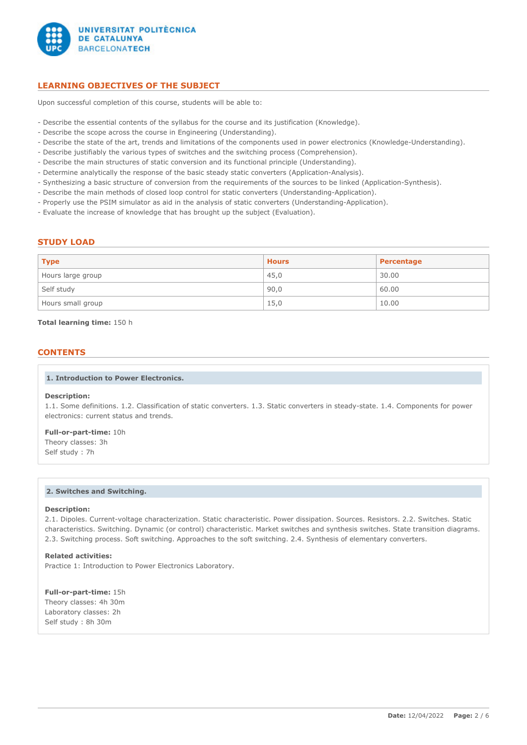## LEARNING OBJECTIVES OF THE SUBJECT

Upon successful completion of this course, students will be able to:

- Describe the essential contents of the syllabus for the course and its justification (Knowledge).
- Describe the scope across the course in Engineering (Understanding).
- Describe the state of the art, trends and limitations of the components used in power electronics (Knowledge-Understanding).
- Describe justifiably the various types of switches and the switching process (Comprehension).
- Describe the main structures of static conversion and its functional principle (Understanding).
- Determine analytically the response of the basic steady static converters (Application-Analysis).
- Synthesizing a basic structure of conversion from the requirements of the sources to be linked (Application-Synthesis).
- Describe the main methods of closed loop control for static converters (Understanding-Application).
- Properly use the PSIM simulator as aid in the analysis of static converters (Understanding-Application).
- Evaluate the increase of knowledge that has brought up the subject (Evaluation).

## STUDY LOAD

| Type | Hours | Percentage |
|---|---|---|
| Hours large group | 45,0 | 30.00 |
| Self study | 90,0 | 60.00 |
| Hours small group | 15,0 | 10.00 |

**Total learning time:** 150 h

## CONTENTS

### 1. Introduction to Power Electronics.

**Description:**
1.1. Some definitions. 1.2. Classification of static converters. 1.3. Static converters in steady-state. 1.4. Components for power electronics: current status and trends.

**Full-or-part-time:** 10h
Theory classes: 3h
Self study : 7h

### 2. Switches and Switching.

**Description:**
2.1. Dipoles. Current-voltage characterization. Static characteristic. Power dissipation. Sources. Resistors. 2.2. Switches. Static characteristics. Switching. Dynamic (or control) characteristic. Market switches and synthesis switches. State transition diagrams. 2.3. Switching process. Soft switching. Approaches to the soft switching. 2.4. Synthesis of elementary converters.

**Related activities:**
Practice 1: Introduction to Power Electronics Laboratory.

**Full-or-part-time:** 15h
Theory classes: 4h 30m
Laboratory classes: 2h
Self study : 8h 30m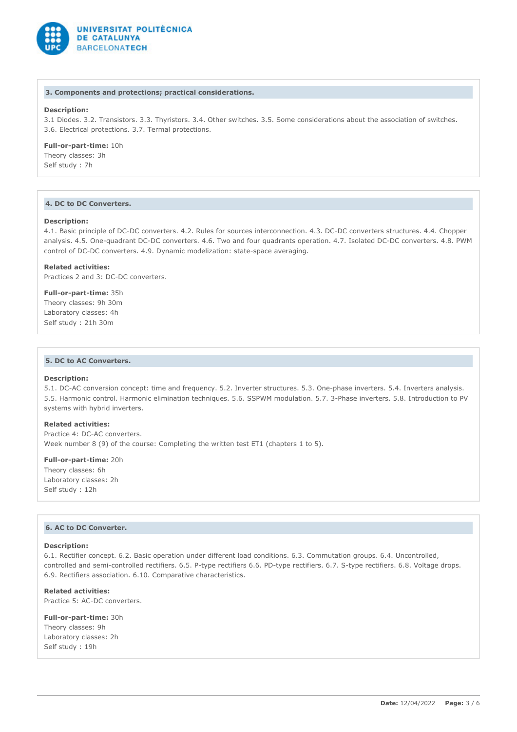### 3. Components and protections; practical considerations.

**Description:**
3.1 Diodes. 3.2. Transistors. 3.3. Thyristors. 3.4. Other switches. 3.5. Some considerations about the association of switches. 3.6. Electrical protections. 3.7. Termal protections.

**Full-or-part-time:** 10h
Theory classes: 3h
Self study : 7h

### 4. DC to DC Converters.

**Description:**
4.1. Basic principle of DC-DC converters. 4.2. Rules for sources interconnection. 4.3. DC-DC converters structures. 4.4. Chopper analysis. 4.5. One-quadrant DC-DC converters. 4.6. Two and four quadrants operation. 4.7. Isolated DC-DC converters. 4.8. PWM control of DC-DC converters. 4.9. Dynamic modelization: state-space averaging.

**Related activities:**
Practices 2 and 3: DC-DC converters.

**Full-or-part-time:** 35h
Theory classes: 9h 30m
Laboratory classes: 4h
Self study : 21h 30m

### 5. DC to AC Converters.

**Description:**
5.1. DC-AC conversion concept: time and frequency. 5.2. Inverter structures. 5.3. One-phase inverters. 5.4. Inverters analysis. 5.5. Harmonic control. Harmonic elimination techniques. 5.6. SSPWM modulation. 5.7. 3-Phase inverters. 5.8. Introduction to PV systems with hybrid inverters.

**Related activities:**
Practice 4: DC-AC converters.
Week number 8 (9) of the course: Completing the written test ET1 (chapters 1 to 5).

**Full-or-part-time:** 20h
Theory classes: 6h
Laboratory classes: 2h
Self study : 12h

### 6. AC to DC Converter.

**Description:**
6.1. Rectifier concept. 6.2. Basic operation under different load conditions. 6.3. Commutation groups. 6.4. Uncontrolled, controlled and semi-controlled rectifiers. 6.5. P-type rectifiers 6.6. PD-type rectifiers. 6.7. S-type rectifiers. 6.8. Voltage drops. 6.9. Rectifiers association. 6.10. Comparative characteristics.

**Related activities:**
Practice 5: AC-DC converters.

**Full-or-part-time:** 30h
Theory classes: 9h
Laboratory classes: 2h
Self study : 19h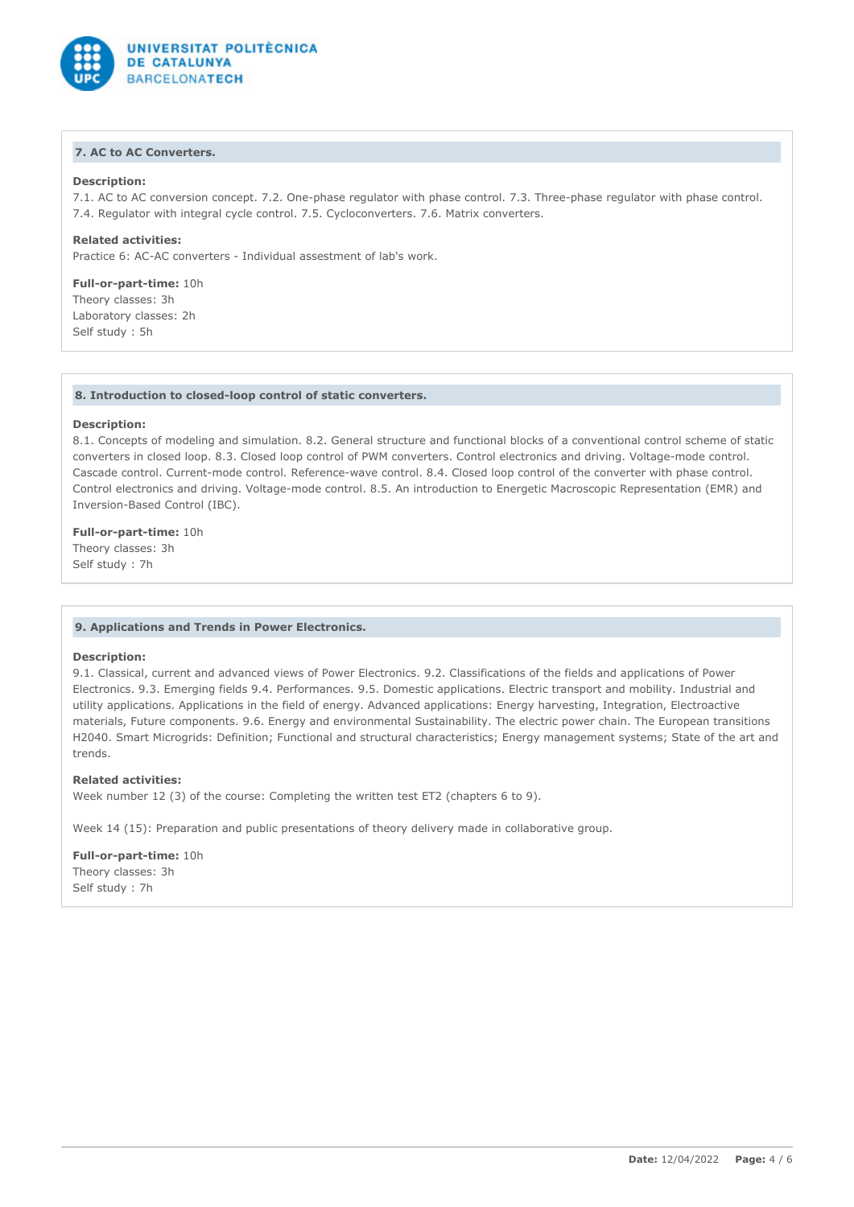### 7. AC to AC Converters.

**Description:**

7.1. AC to AC conversion concept. 7.2. One-phase regulator with phase control. 7.3. Three-phase regulator with phase control. 7.4. Regulator with integral cycle control. 7.5. Cycloconverters. 7.6. Matrix converters.

**Related activities:**

Practice 6: AC-AC converters - Individual assessment of lab's work.

**Full-or-part-time:** 10h
Theory classes: 3h
Laboratory classes: 2h
Self study : 5h

### 8. Introduction to closed-loop control of static converters.

**Description:**

8.1. Concepts of modeling and simulation. 8.2. General structure and functional blocks of a conventional control scheme of static converters in closed loop. 8.3. Closed loop control of PWM converters. Control electronics and driving. Voltage-mode control. Cascade control. Current-mode control. Reference-wave control. 8.4. Closed loop control of the converter with phase control. Control electronics and driving. Voltage-mode control. 8.5. An introduction to Energetic Macroscopic Representation (EMR) and Inversion-Based Control (IBC).

**Full-or-part-time:** 10h
Theory classes: 3h
Self study : 7h

### 9. Applications and Trends in Power Electronics.

**Description:**

9.1. Classical, current and advanced views of Power Electronics. 9.2. Classifications of the fields and applications of Power Electronics. 9.3. Emerging fields 9.4. Performances. 9.5. Domestic applications. Electric transport and mobility. Industrial and utility applications. Applications in the field of energy. Advanced applications: Energy harvesting, Integration, Electroactive materials, Future components. 9.6. Energy and environmental Sustainability. The electric power chain. The European transitions H2040. Smart Microgrids: Definition; Functional and structural characteristics; Energy management systems; State of the art and trends.

**Related activities:**

Week number 12 (3) of the course: Completing the written test ET2 (chapters 6 to 9).

Week 14 (15): Preparation and public presentations of theory delivery made in collaborative group.

**Full-or-part-time:** 10h
Theory classes: 3h
Self study : 7h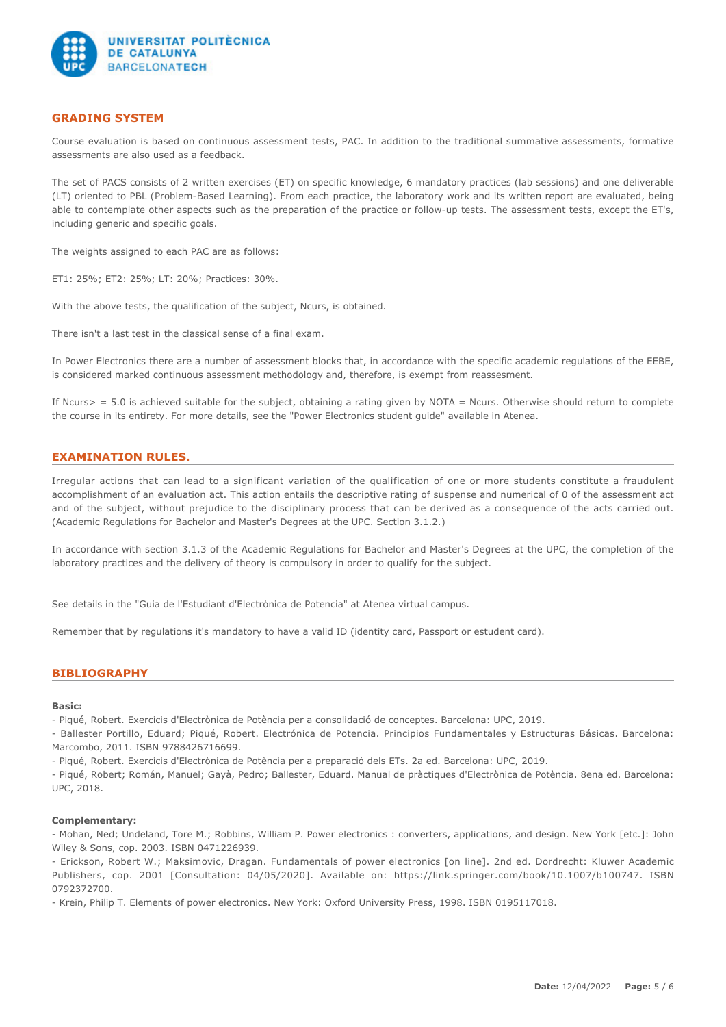## GRADING SYSTEM

Course evaluation is based on continuous assessment tests, PAC. In addition to the traditional summative assessments, formative assessments are also used as a feedback.

The set of PACS consists of 2 written exercises (ET) on specific knowledge, 6 mandatory practices (lab sessions) and one deliverable (LT) oriented to PBL (Problem-Based Learning). From each practice, the laboratory work and its written report are evaluated, being able to contemplate other aspects such as the preparation of the practice or follow-up tests. The assessment tests, except the ET's, including generic and specific goals.

The weights assigned to each PAC are as follows:

ET1: 25%; ET2: 25%; LT: 20%; Practices: 30%.

With the above tests, the qualification of the subject, Ncurs, is obtained.

There isn't a last test in the classical sense of a final exam.

In Power Electronics there are a number of assessment blocks that, in accordance with the specific academic regulations of the EEBE, is considered marked continuous assessment methodology and, therefore, is exempt from reassesment.

If Ncurs> = 5.0 is achieved suitable for the subject, obtaining a rating given by NOTA = Ncurs. Otherwise should return to complete the course in its entirety. For more details, see the "Power Electronics student guide" available in Atenea.

## EXAMINATION RULES.

Irregular actions that can lead to a significant variation of the qualification of one or more students constitute a fraudulent accomplishment of an evaluation act. This action entails the descriptive rating of suspense and numerical of 0 of the assessment act and of the subject, without prejudice to the disciplinary process that can be derived as a consequence of the acts carried out. (Academic Regulations for Bachelor and Master's Degrees at the UPC. Section 3.1.2.)

In accordance with section 3.1.3 of the Academic Regulations for Bachelor and Master's Degrees at the UPC, the completion of the laboratory practices and the delivery of theory is compulsory in order to qualify for the subject.

See details in the "Guia de l'Estudiant d'Electrònica de Potencia" at Atenea virtual campus.

Remember that by regulations it's mandatory to have a valid ID (identity card, Passport or estudent card).

## BIBLIOGRAPHY

**Basic:**

- Piqué, Robert. Exercicis d'Electrònica de Potència per a consolidació de conceptes. Barcelona: UPC, 2019.
- Ballester Portillo, Eduard; Piqué, Robert. Electrónica de Potencia. Principios Fundamentales y Estructuras Básicas. Barcelona: Marcombo, 2011. ISBN 9788426716699.
- Piqué, Robert. Exercicis d'Electrònica de Potència per a preparació dels ETs. 2a ed. Barcelona: UPC, 2019.
- Piqué, Robert; Román, Manuel; Gayà, Pedro; Ballester, Eduard. Manual de pràctiques d'Electrònica de Potència. 8ena ed. Barcelona: UPC, 2018.

**Complementary:**

- Mohan, Ned; Undeland, Tore M.; Robbins, William P. Power electronics : converters, applications, and design. New York [etc.]: John Wiley & Sons, cop. 2003. ISBN 0471226939.
- Erickson, Robert W.; Maksimovic, Dragan. Fundamentals of power electronics [on line]. 2nd ed. Dordrecht: Kluwer Academic Publishers, cop. 2001 [Consultation: 04/05/2020]. Available on: https://link.springer.com/book/10.1007/b100747. ISBN 0792372700.
- Krein, Philip T. Elements of power electronics. New York: Oxford University Press, 1998. ISBN 0195117018.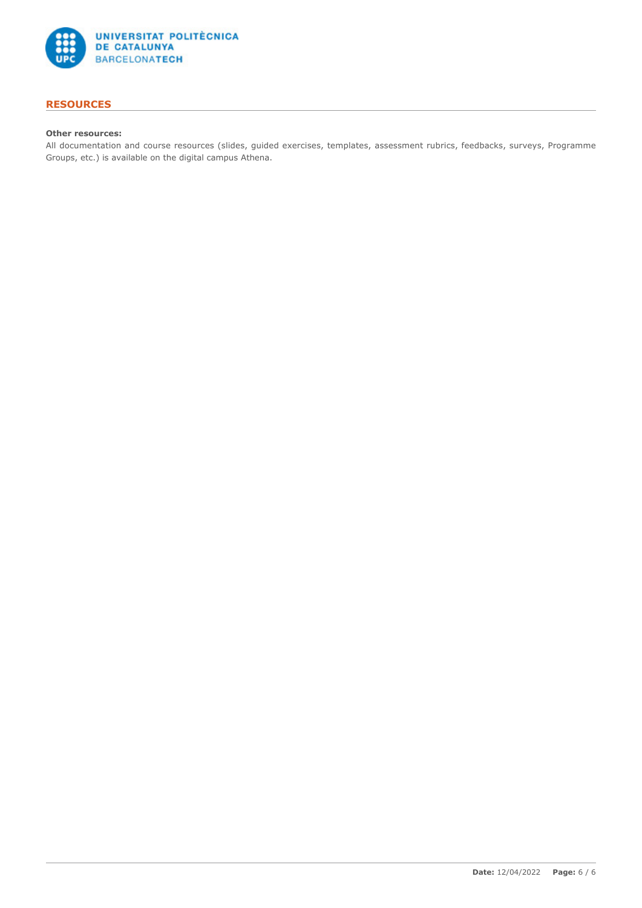## RESOURCES

**Other resources:**

All documentation and course resources (slides, guided exercises, templates, assessment rubrics, feedbacks, surveys, Programme Groups, etc.) is available on the digital campus Athena.